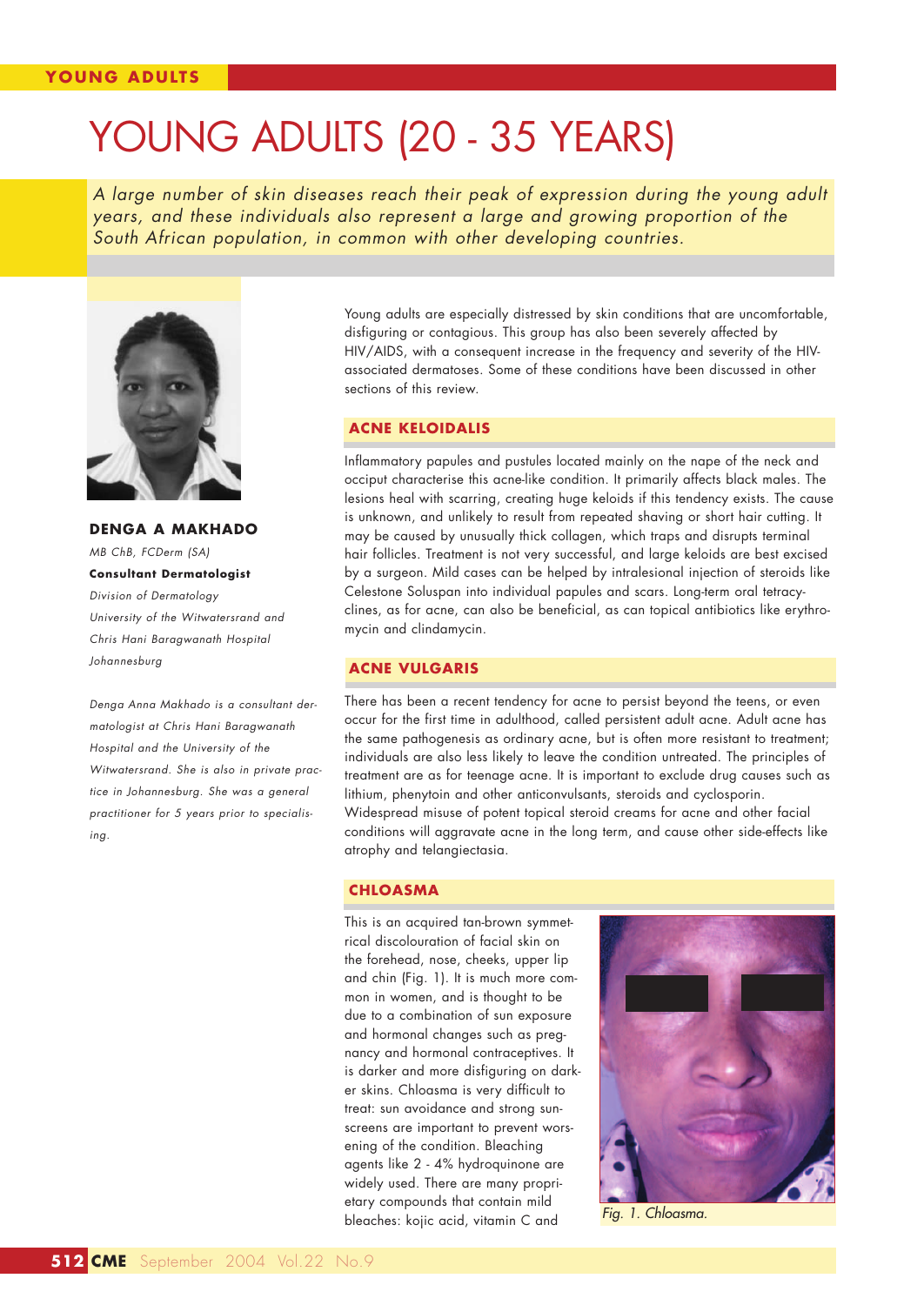# YOUNG ADULTS (20 - 35 YEARS)

*A large number of skin diseases reach their peak of expression during the young adult years, and these individuals also represent a large and growing proportion of the South African population, in common with other developing countries.*

**DENGA A MAKHADO**

*MB ChB, FCDerm (SA)*

**Consultant Dermatologist**

*Division of Dermatology*

*University of the Witwatersrand and Chris Hani Baragwanath Hospital*

*Johannesburg*

*Denga Anna Makhado is a consultant dermatologist at Chris Hani Baragwanath Hospital and the University of the Witwatersrand. She is also in private practice in Johannesburg. She was a general practitioner for 5 years prior to specialising.*

Young adults are especially distressed by skin conditions that are uncomfortable, disfiguring or contagious. This group has also been severely affected by HIV/AIDS, with a consequent increase in the frequency and severity of the HIV-associated dermatoses. Some of these conditions have been discussed in other sections of this review.

## ACNE KELOIDALIS

Inflammatory papules and pustules located mainly on the nape of the neck and occiput characterise this acne-like condition. It primarily affects black males. The lesions heal with scarring, creating huge keloids if this tendency exists. The cause is unknown, and unlikely to result from repeated shaving or short hair cutting. It may be caused by unusually thick collagen, which traps and disrupts terminal hair follicles. Treatment is not very successful, and large keloids are best excised by a surgeon. Mild cases can be helped by intralesional injection of steroids like Celestone Soluspan into individual papules and scars. Long-term oral tetracyclines, as for acne, can also be beneficial, as can topical antibiotics like erythromycin and clindamycin.

## ACNE VULGARIS

There has been a recent tendency for acne to persist beyond the teens, or even occur for the first time in adulthood, called persistent adult acne. Adult acne has the same pathogenesis as ordinary acne, but is often more resistant to treatment; individuals are also less likely to leave the condition untreated. The principles of treatment are as for teenage acne. It is important to exclude drug causes such as lithium, phenytoin and other anticonvulsants, steroids and cyclosporin. Widespread misuse of potent topical steroid creams for acne and other facial conditions will aggravate acne in the long term, and cause other side-effects like atrophy and telangiectasia.

## CHLOASMA

This is an acquired tan-brown symmetrical discolouration of facial skin on the forehead, nose, cheeks, upper lip and chin (Fig. 1). It is much more common in women, and is thought to be due to a combination of sun exposure and hormonal changes such as pregnancy and hormonal contraceptives. It is darker and more disfiguring on darker skins. Chloasma is very difficult to treat: sun avoidance and strong sunscreens are important to prevent worsening of the condition. Bleaching agents like 2 - 4% hydroquinone are widely used. There are many proprietary compounds that contain mild bleaches: kojic acid, vitamin C and

Fig. 1. Chloasma.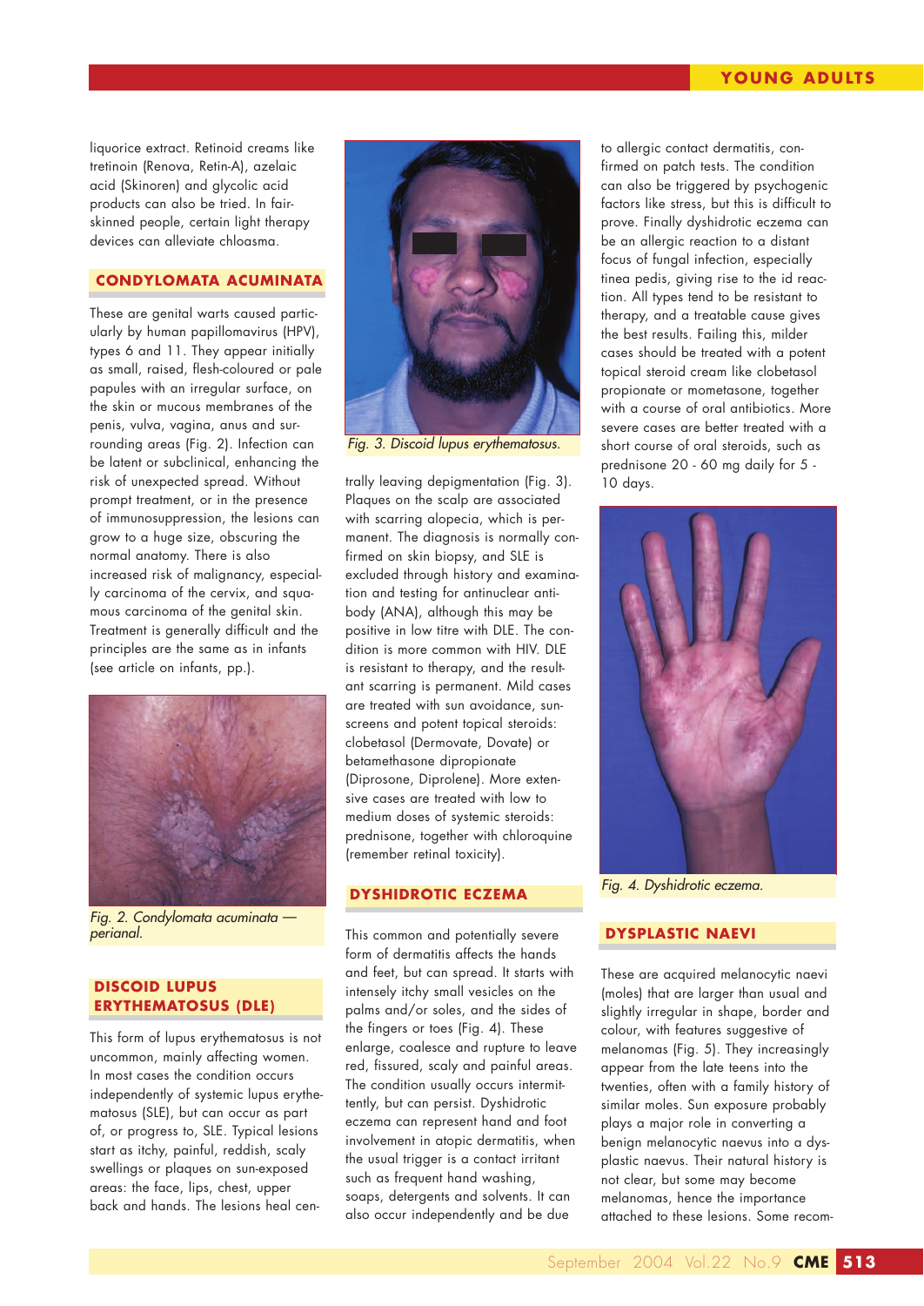liquorice extract. Retinoid creams like tretinoin (Renova, Retin-A), azelaic acid (Skinoren) and glycolic acid products can also be tried. In fair-skinned people, certain light therapy devices can alleviate chloasma.

## CONDYLOMATA ACUMINATA

These are genital warts caused particularly by human papillomavirus (HPV), types 6 and 11. They appear initially as small, raised, flesh-coloured or pale papules with an irregular surface, on the skin or mucous membranes of the penis, vulva, vagina, anus and surrounding areas (Fig. 2). Infection can be latent or subclinical, enhancing the risk of unexpected spread. Without prompt treatment, or in the presence of immunosuppression, the lesions can grow to a huge size, obscuring the normal anatomy. There is also increased risk of malignancy, especially carcinoma of the cervix, and squamous carcinoma of the genital skin. Treatment is generally difficult and the principles are the same as in infants (see article on infants, pp.).

*Fig. 2. Condylomata acuminata — perianal.*

## DISCOID LUPUS ERYTHEMATOSUS (DLE)

This form of lupus erythematosus is not uncommon, mainly affecting women. In most cases the condition occurs independently of systemic lupus erythematosus (SLE), but can occur as part of, or progress to, SLE. Typical lesions start as itchy, painful, reddish, scaly swellings or plaques on sun-exposed areas: the face, lips, chest, upper back and hands. The lesions heal centrally leaving depigmentation (Fig. 3). Plaques on the scalp are associated with scarring alopecia, which is permanent. The diagnosis is normally confirmed on skin biopsy, and SLE is excluded through history and examination and testing for antinuclear antibody (ANA), although this may be positive in low titre with DLE. The condition is more common with HIV. DLE is resistant to therapy, and the resultant scarring is permanent. Mild cases are treated with sun avoidance, sunscreens and potent topical steroids: clobetasol (Dermovate, Dovate) or betamethasone dipropionate (Diprosone, Diprolene). More extensive cases are treated with low to medium doses of systemic steroids: prednisone, together with chloroquine (remember retinal toxicity).

*Fig. 3. Discoid lupus erythematosus.*

## DYSHIDROTIC ECZEMA

This common and potentially severe form of dermatitis affects the hands and feet, but can spread. It starts with intensely itchy small vesicles on the palms and/or soles, and the sides of the fingers or toes (Fig. 4). These enlarge, coalesce and rupture to leave red, fissured, scaly and painful areas. The condition usually occurs intermittently, but can persist. Dyshidrotic eczema can represent hand and foot involvement in atopic dermatitis, when the usual trigger is a contact irritant such as frequent hand washing, soaps, detergents and solvents. It can also occur independently and be due to allergic contact dermatitis, confirmed on patch tests. The condition can also be triggered by psychogenic factors like stress, but this is difficult to prove. Finally dyshidrotic eczema can be an allergic reaction to a distant focus of fungal infection, especially tinea pedis, giving rise to the id reaction. All types tend to be resistant to therapy, and a treatable cause gives the best results. Failing this, milder cases should be treated with a potent topical steroid cream like clobetasol propionate or mometasone, together with a course of oral antibiotics. More severe cases are better treated with a short course of oral steroids, such as prednisone 20 - 60 mg daily for 5 - 10 days.

*Fig. 4. Dyshidrotic eczema.*

## DYSPLASTIC NAEVI

These are acquired melanocytic naevi (moles) that are larger than usual and slightly irregular in shape, border and colour, with features suggestive of melanomas (Fig. 5). They increasingly appear from the late teens into the twenties, often with a family history of similar moles. Sun exposure probably plays a major role in converting a benign melanocytic naevus into a dysplastic naevus. Their natural history is not clear, but some may become melanomas, hence the importance attached to these lesions. Some recom-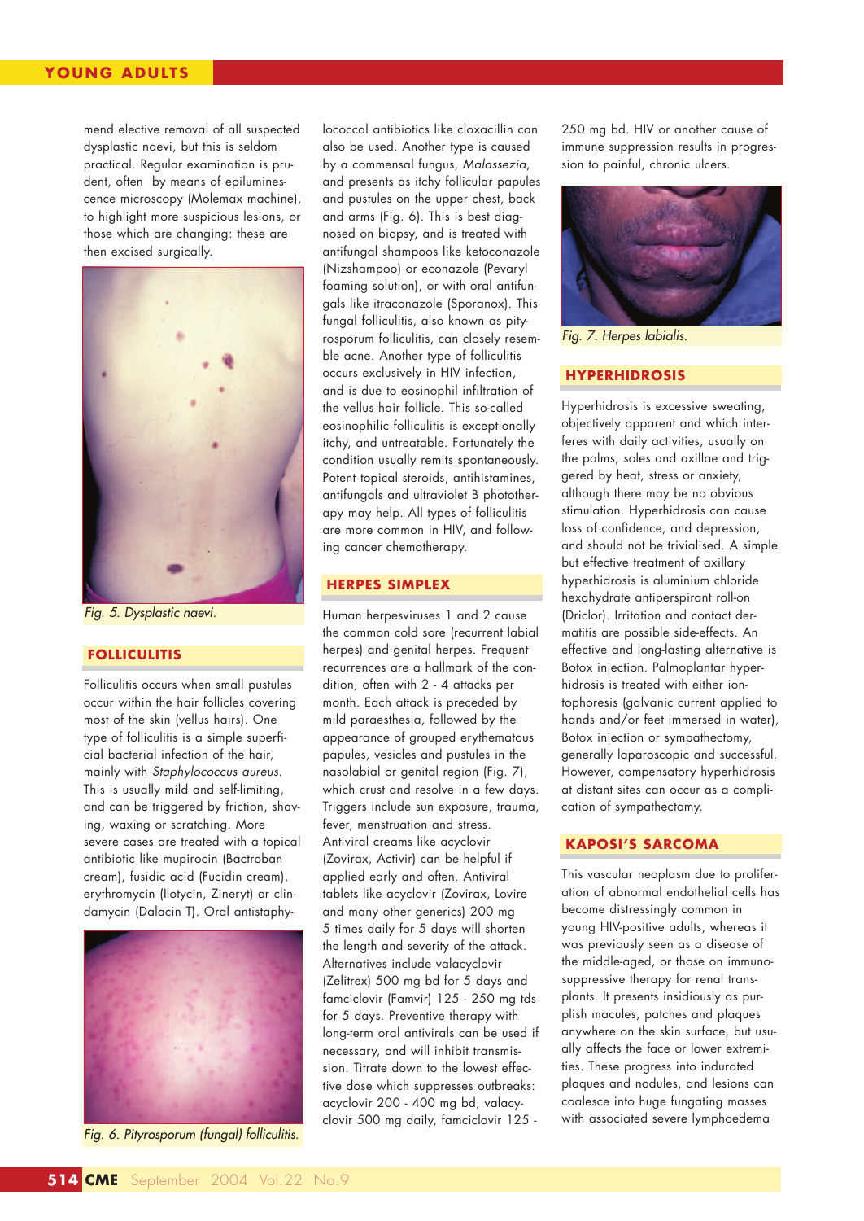mend elective removal of all suspected dysplastic naevi, but this is seldom practical. Regular examination is prudent, often by means of epiluminescence microscopy (Molemax machine), to highlight more suspicious lesions, or those which are changing: these are then excised surgically.

*Fig. 5. Dysplastic naevi.*

## FOLLICULITIS

Folliculitis occurs when small pustules occur within the hair follicles covering most of the skin (vellus hairs). One type of folliculitis is a simple superficial bacterial infection of the hair, mainly with *Staphylococcus aureus*. This is usually mild and self-limiting, and can be triggered by friction, shaving, waxing or scratching. More severe cases are treated with a topical antibiotic like mupirocin (Bactroban cream), fusidic acid (Fucidin cream), erythromycin (Ilotycin, Zineryt) or clindamycin (Dalacin T). Oral antistaphylococcal antibiotics like cloxacillin can also be used. Another type is caused by a commensal fungus, *Malassezia*, and presents as itchy follicular papules and pustules on the upper chest, back and arms (Fig. 6). This is best diagnosed on biopsy, and is treated with antifungal shampoos like ketoconazole (Nizshampoo) or econazole (Pevaryl foaming solution), or with oral antifungals like itraconazole (Sporanox). This fungal folliculitis, also known as pityrosporum folliculitis, can closely resemble acne. Another type of folliculitis occurs exclusively in HIV infection, and is due to eosinophil infiltration of the vellus hair follicle. This so-called eosinophilic folliculitis is exceptionally itchy, and untreatable. Fortunately the condition usually remits spontaneously. Potent topical steroids, antihistamines, antifungals and ultraviolet B phototherapy may help. All types of folliculitis are more common in HIV, and following cancer chemotherapy.

*Fig. 6. Pityrosporum (fungal) folliculitis.*

## HERPES SIMPLEX

Human herpesviruses 1 and 2 cause the common cold sore (recurrent labial herpes) and genital herpes. Frequent recurrences are a hallmark of the condition, often with 2 - 4 attacks per month. Each attack is preceded by mild paraesthesia, followed by the appearance of grouped erythematous papules, vesicles and pustules in the nasolabial or genital region (Fig. 7), which crust and resolve in a few days. Triggers include sun exposure, trauma, fever, menstruation and stress. Antiviral creams like acyclovir (Zovirax, Activir) can be helpful if applied early and often. Antiviral tablets like acyclovir (Zovirax, Lovire and many other generics) 200 mg 5 times daily for 5 days will shorten the length and severity of the attack. Alternatives include valacyclovir (Zelitrex) 500 mg bd for 5 days and famciclovir (Famvir) 125 - 250 mg tds for 5 days. Preventive therapy with long-term oral antivirals can be used if necessary, and will inhibit transmission. Titrate down to the lowest effective dose which suppresses outbreaks: acyclovir 200 - 400 mg bd, valacyclovir 500 mg daily, famciclovir 125 - 250 mg bd. HIV or another cause of immune suppression results in progression to painful, chronic ulcers.

*Fig. 7. Herpes labialis.*

## HYPERHIDROSIS

Hyperhidrosis is excessive sweating, objectively apparent and which interferes with daily activities, usually on the palms, soles and axillae and triggered by heat, stress or anxiety, although there may be no obvious stimulation. Hyperhidrosis can cause loss of confidence, and depression, and should not be trivialised. A simple but effective treatment of axillary hyperhidrosis is aluminium chloride hexahydrate antiperspirant roll-on (Driclor). Irritation and contact dermatitis are possible side-effects. An effective and long-lasting alternative is Botox injection. Palmoplantar hyperhidrosis is treated with either iontophoresis (galvanic current applied to hands and/or feet immersed in water), Botox injection or sympathectomy, generally laparoscopic and successful. However, compensatory hyperhidrosis at distant sites can occur as a complication of sympathectomy.

## KAPOSI'S SARCOMA

This vascular neoplasm due to proliferation of abnormal endothelial cells has become distressingly common in young HIV-positive adults, whereas it was previously seen as a disease of the middle-aged, or those on immunosuppressive therapy for renal transplants. It presents insidiously as purplish macules, patches and plaques anywhere on the skin surface, but usually affects the face or lower extremities. These progress into indurated plaques and nodules, and lesions can coalesce into huge fungating masses with associated severe lymphoedema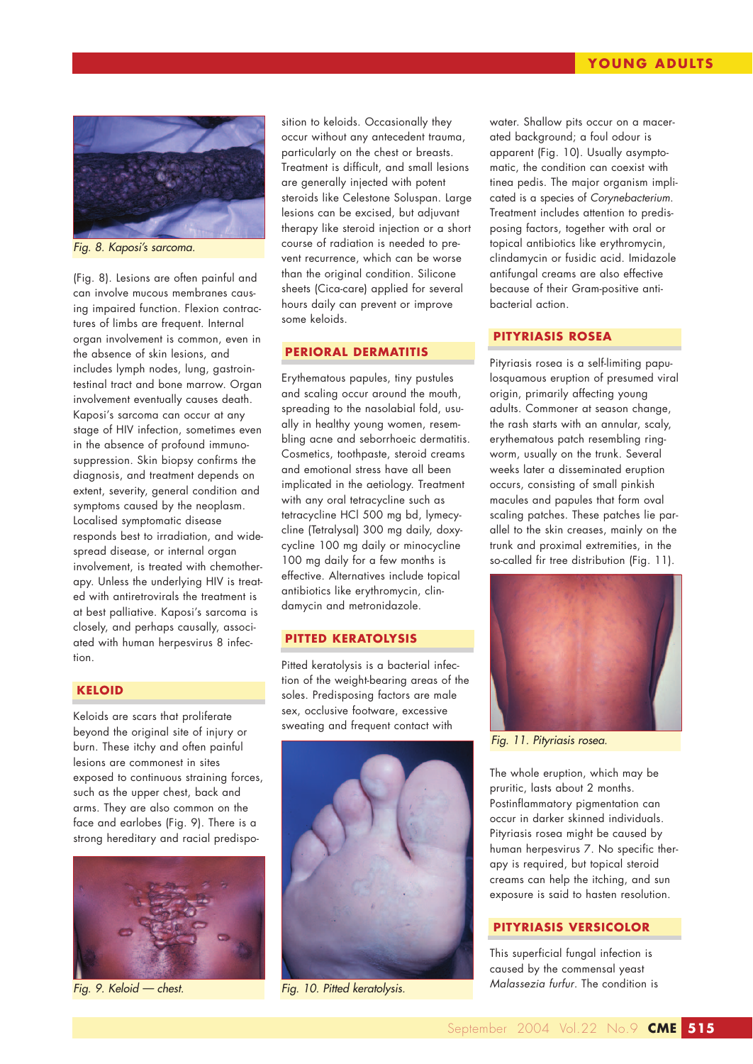Fig. 8. Kaposi's sarcoma.

(Fig. 8). Lesions are often painful and can involve mucous membranes causing impaired function. Flexion contractures of limbs are frequent. Internal organ involvement is common, even in the absence of skin lesions, and includes lymph nodes, lung, gastrointestinal tract and bone marrow. Organ involvement eventually causes death. Kaposi's sarcoma can occur at any stage of HIV infection, sometimes even in the absence of profound immunosuppression. Skin biopsy confirms the diagnosis, and treatment depends on extent, severity, general condition and symptoms caused by the neoplasm. Localised symptomatic disease responds best to irradiation, and widespread disease, or internal organ involvement, is treated with chemotherapy. Unless the underlying HIV is treated with antiretrovirals the treatment is at best palliative. Kaposi's sarcoma is closely, and perhaps causally, associated with human herpesvirus 8 infection.

## KELOID

Keloids are scars that proliferate beyond the original site of injury or burn. These itchy and often painful lesions are commonest in sites exposed to continuous straining forces, such as the upper chest, back and arms. They are also common on the face and earlobes (Fig. 9). There is a strong hereditary and racial predisposition to keloids. Occasionally they occur without any antecedent trauma, particularly on the chest or breasts. Treatment is difficult, and small lesions are generally injected with potent steroids like Celestone Soluspan. Large lesions can be excised, but adjuvant therapy like steroid injection or a short course of radiation is needed to prevent recurrence, which can be worse than the original condition. Silicone sheets (Cica-care) applied for several hours daily can prevent or improve some keloids.

Fig. 9. Keloid — chest.

## PERIORAL DERMATITIS

Erythematous papules, tiny pustules and scaling occur around the mouth, spreading to the nasolabial fold, usually in healthy young women, resembling acne and seborrhoeic dermatitis. Cosmetics, toothpaste, steroid creams and emotional stress have all been implicated in the aetiology. Treatment with any oral tetracycline such as tetracycline HCl 500 mg bd, lymecycline (Tetralysal) 300 mg daily, doxycycline 100 mg daily or minocycline 100 mg daily for a few months is effective. Alternatives include topical antibiotics like erythromycin, clindamycin and metronidazole.

## PITTED KERATOLYSIS

Pitted keratolysis is a bacterial infection of the weight-bearing areas of the soles. Predisposing factors are male sex, occlusive footware, excessive sweating and frequent contact with water. Shallow pits occur on a macerated background; a foul odour is apparent (Fig. 10). Usually asymptomatic, the condition can coexist with tinea pedis. The major organism implicated is a species of *Corynebacterium*. Treatment includes attention to predisposing factors, together with oral or topical antibiotics like erythromycin, clindamycin or fusidic acid. Imidazole antifungal creams are also effective because of their Gram-positive antibacterial action.

Fig. 10. Pitted keratolysis.

## PITYRIASIS ROSEA

Pityriasis rosea is a self-limiting papulosquamous eruption of presumed viral origin, primarily affecting young adults. Commoner at season change, the rash starts with an annular, scaly, erythematous patch resembling ringworm, usually on the trunk. Several weeks later a disseminated eruption occurs, consisting of small pinkish macules and papules that form oval scaling patches. These patches lie parallel to the skin creases, mainly on the trunk and proximal extremities, in the so-called fir tree distribution (Fig. 11).

Fig. 11. Pityriasis rosea.

The whole eruption, which may be pruritic, lasts about 2 months. Postinflammatory pigmentation can occur in darker skinned individuals. Pityriasis rosea might be caused by human herpesvirus 7. No specific therapy is required, but topical steroid creams can help the itching, and sun exposure is said to hasten resolution.

## PITYRIASIS VERSICOLOR

This superficial fungal infection is caused by the commensal yeast *Malassezia furfur*. The condition is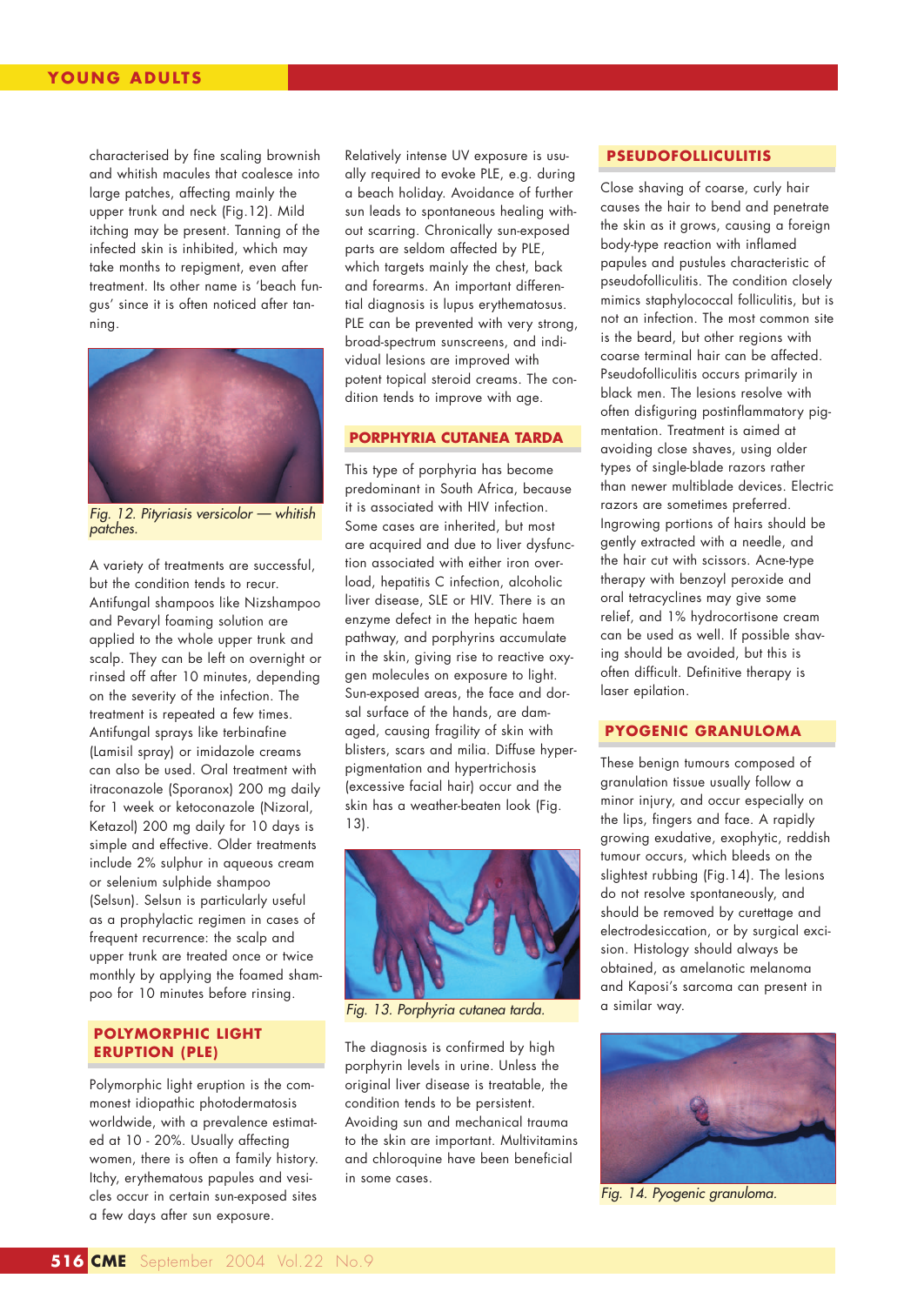characterised by fine scaling brownish and whitish macules that coalesce into large patches, affecting mainly the upper trunk and neck (Fig.12). Mild itching may be present. Tanning of the infected skin is inhibited, which may take months to repigment, even after treatment. Its other name is 'beach fungus' since it is often noticed after tanning.

*Fig. 12. Pityriasis versicolor — whitish patches.*

A variety of treatments are successful, but the condition tends to recur. Antifungal shampoos like Nizshampoo and Pevaryl foaming solution are applied to the whole upper trunk and scalp. They can be left on overnight or rinsed off after 10 minutes, depending on the severity of the infection. The treatment is repeated a few times. Antifungal sprays like terbinafine (Lamisil spray) or imidazole creams can also be used. Oral treatment with itraconazole (Sporanox) 200 mg daily for 1 week or ketoconazole (Nizoral, Ketazol) 200 mg daily for 10 days is simple and effective. Older treatments include 2% sulphur in aqueous cream or selenium sulphide shampoo (Selsun). Selsun is particularly useful as a prophylactic regimen in cases of frequent recurrence: the scalp and upper trunk are treated once or twice monthly by applying the foamed shampoo for 10 minutes before rinsing.

## POLYMORPHIC LIGHT ERUPTION (PLE)

Polymorphic light eruption is the commonest idiopathic photodermatosis worldwide, with a prevalence estimated at 10 - 20%. Usually affecting women, there is often a family history. Itchy, erythematous papules and vesicles occur in certain sun-exposed sites a few days after sun exposure.

Relatively intense UV exposure is usually required to evoke PLE, e.g. during a beach holiday. Avoidance of further sun leads to spontaneous healing without scarring. Chronically sun-exposed parts are seldom affected by PLE, which targets mainly the chest, back and forearms. An important differential diagnosis is lupus erythematosus. PLE can be prevented with very strong, broad-spectrum sunscreens, and individual lesions are improved with potent topical steroid creams. The condition tends to improve with age.

## PORPHYRIA CUTANEA TARDA

This type of porphyria has become predominant in South Africa, because it is associated with HIV infection. Some cases are inherited, but most are acquired and due to liver dysfunction associated with either iron overload, hepatitis C infection, alcoholic liver disease, SLE or HIV. There is an enzyme defect in the hepatic haem pathway, and porphyrins accumulate in the skin, giving rise to reactive oxygen molecules on exposure to light. Sun-exposed areas, the face and dorsal surface of the hands, are damaged, causing fragility of skin with blisters, scars and milia. Diffuse hyperpigmentation and hypertrichosis (excessive facial hair) occur and the skin has a weather-beaten look (Fig. 13).

*Fig. 13. Porphyria cutanea tarda.*

The diagnosis is confirmed by high porphyrin levels in urine. Unless the original liver disease is treatable, the condition tends to be persistent. Avoiding sun and mechanical trauma to the skin are important. Multivitamins and chloroquine have been beneficial in some cases.

## PSEUDOFOLLICULITIS

Close shaving of coarse, curly hair causes the hair to bend and penetrate the skin as it grows, causing a foreign body-type reaction with inflamed papules and pustules characteristic of pseudofolliculitis. The condition closely mimics staphylococcal folliculitis, but is not an infection. The most common site is the beard, but other regions with coarse terminal hair can be affected. Pseudofolliculitis occurs primarily in black men. The lesions resolve with often disfiguring postinflammatory pigmentation. Treatment is aimed at avoiding close shaves, using older types of single-blade razors rather than newer multiblade devices. Electric razors are sometimes preferred. Ingrowing portions of hairs should be gently extracted with a needle, and the hair cut with scissors. Acne-type therapy with benzoyl peroxide and oral tetracyclines may give some relief, and 1% hydrocortisone cream can be used as well. If possible shaving should be avoided, but this is often difficult. Definitive therapy is laser epilation.

## PYOGENIC GRANULOMA

These benign tumours composed of granulation tissue usually follow a minor injury, and occur especially on the lips, fingers and face. A rapidly growing exudative, exophytic, reddish tumour occurs, which bleeds on the slightest rubbing (Fig.14). The lesions do not resolve spontaneously, and should be removed by curettage and electrodesiccation, or by surgical excision. Histology should always be obtained, as amelanotic melanoma and Kaposi's sarcoma can present in a similar way.

*Fig. 14. Pyogenic granuloma.*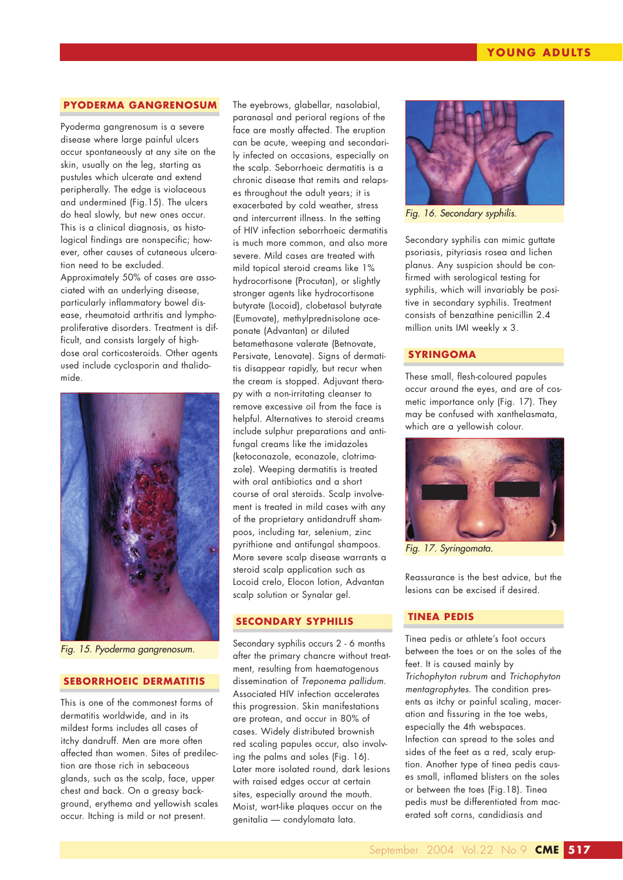## PYODERMA GANGRENOSUM

Pyoderma gangrenosum is a severe disease where large painful ulcers occur spontaneously at any site on the skin, usually on the leg, starting as pustules which ulcerate and extend peripherally. The edge is violaceous and undermined (Fig.15). The ulcers do heal slowly, but new ones occur. This is a clinical diagnosis, as histological findings are nonspecific; however, other causes of cutaneous ulceration need to be excluded. Approximately 50% of cases are associated with an underlying disease, particularly inflammatory bowel disease, rheumatoid arthritis and lymphoproliferative disorders. Treatment is difficult, and consists largely of high-dose oral corticosteroids. Other agents used include cyclosporin and thalidomide.

*Fig. 15. Pyoderma gangrenosum.*

## SEBORRHOEIC DERMATITIS

This is one of the commonest forms of dermatitis worldwide, and in its mildest forms includes all cases of itchy dandruff. Men are more often affected than women. Sites of predilection are those rich in sebaceous glands, such as the scalp, face, upper chest and back. On a greasy background, erythema and yellowish scales occur. Itching is mild or not present. The eyebrows, glabellar, nasolabial, paranasal and perioral regions of the face are mostly affected. The eruption can be acute, weeping and secondarily infected on occasions, especially on the scalp. Seborrhoeic dermatitis is a chronic disease that remits and relapses throughout the adult years; it is exacerbated by cold weather, stress and intercurrent illness. In the setting of HIV infection seborrhoeic dermatitis is much more common, and also more severe. Mild cases are treated with mild topical steroid creams like 1% hydrocortisone (Procutan), or slightly stronger agents like hydrocortisone butyrate (Locoid), clobetasol butyrate (Eumovate), methylprednisolone aceponate (Advantan) or diluted betamethasone valerate (Betnovate, Persivate, Lenovate). Signs of dermatitis disappear rapidly, but recur when the cream is stopped. Adjuvant therapy with a non-irritating cleanser to remove excessive oil from the face is helpful. Alternatives to steroid creams include sulphur preparations and antifungal creams like the imidazoles (ketoconazole, econazole, clotrimazole). Weeping dermatitis is treated with oral antibiotics and a short course of oral steroids. Scalp involvement is treated in mild cases with any of the proprietary antidandruff shampoos, including tar, selenium, zinc pyrithione and antifungal shampoos. More severe scalp disease warrants a steroid scalp application such as Locoid crelo, Elocon lotion, Advantan scalp solution or Synalar gel.

## SECONDARY SYPHILIS

Secondary syphilis occurs 2 - 6 months after the primary chancre without treatment, resulting from haematogenous dissemination of *Treponema pallidum*. Associated HIV infection accelerates this progression. Skin manifestations are protean, and occur in 80% of cases. Widely distributed brownish red scaling papules occur, also involving the palms and soles (Fig. 16). Later more isolated round, dark lesions with raised edges occur at certain sites, especially around the mouth. Moist, wart-like plaques occur on the genitalia — condylomata lata.

*Fig. 16. Secondary syphilis.*

Secondary syphilis can mimic guttate psoriasis, pityriasis rosea and lichen planus. Any suspicion should be confirmed with serological testing for syphilis, which will invariably be positive in secondary syphilis. Treatment consists of benzathine penicillin 2.4 million units IMI weekly x 3.

## SYRINGOMA

These small, flesh-coloured papules occur around the eyes, and are of cosmetic importance only (Fig. 17). They may be confused with xanthelasmata, which are a yellowish colour.

*Fig. 17. Syringomata.*

Reassurance is the best advice, but the lesions can be excised if desired.

## TINEA PEDIS

Tinea pedis or athlete's foot occurs between the toes or on the soles of the feet. It is caused mainly by *Trichophyton rubrum* and *Trichophyton mentagrophytes*. The condition presents as itchy or painful scaling, maceration and fissuring in the toe webs, especially the 4th webspaces. Infection can spread to the soles and sides of the feet as a red, scaly eruption. Another type of tinea pedis causes small, inflamed blisters on the soles or between the toes (Fig.18). Tinea pedis must be differentiated from macerated soft corns, candidiasis and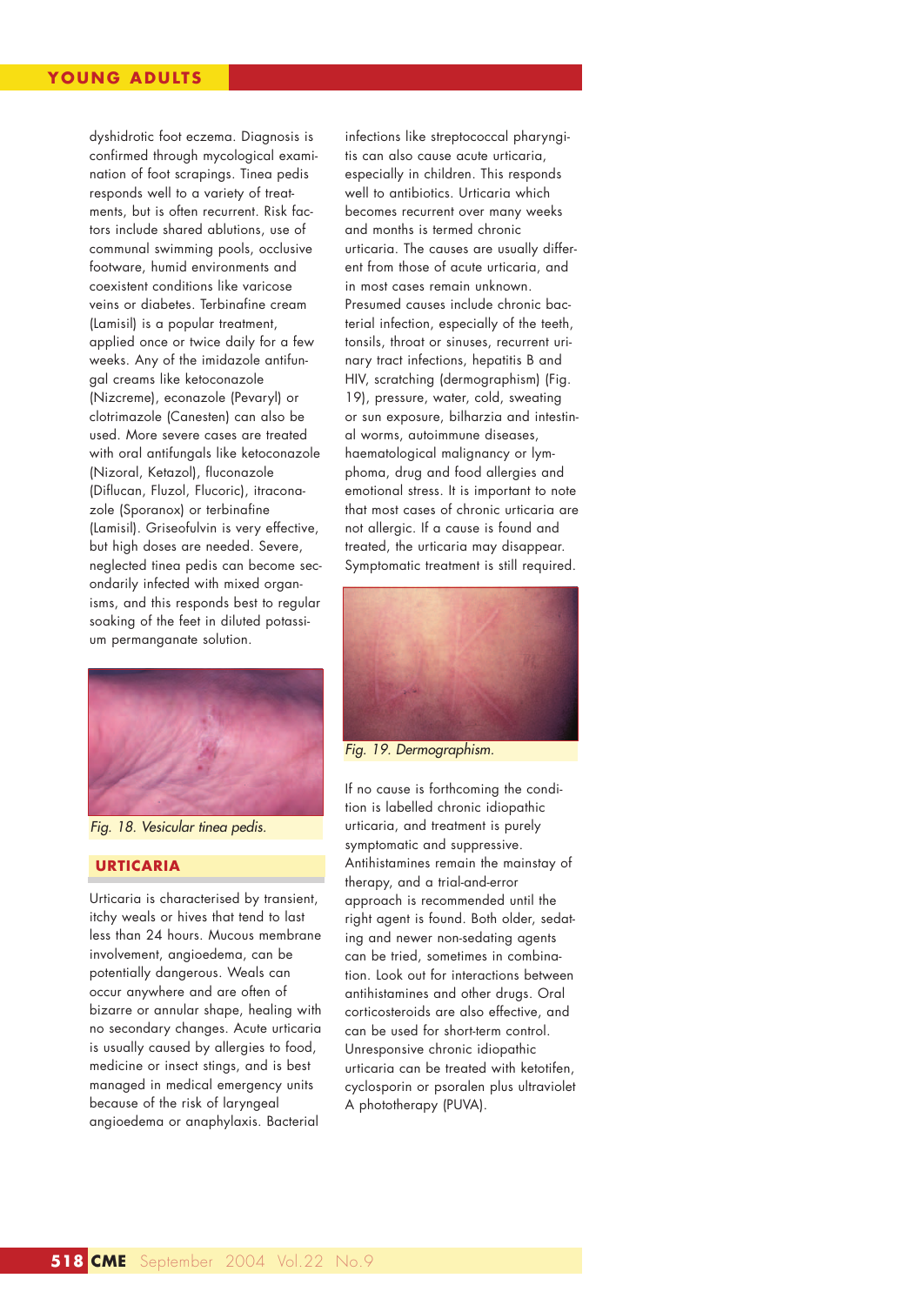dyshidrotic foot eczema. Diagnosis is confirmed through mycological examination of foot scrapings. Tinea pedis responds well to a variety of treatments, but is often recurrent. Risk factors include shared ablutions, use of communal swimming pools, occlusive footware, humid environments and coexistent conditions like varicose veins or diabetes. Terbinafine cream (Lamisil) is a popular treatment, applied once or twice daily for a few weeks. Any of the imidazole antifungal creams like ketoconazole (Nizcreme), econazole (Pevaryl) or clotrimazole (Canesten) can also be used. More severe cases are treated with oral antifungals like ketoconazole (Nizoral, Ketazol), fluconazole (Diflucan, Fluzol, Flucoric), itraconazole (Sporanox) or terbinafine (Lamisil). Griseofulvin is very effective, but high doses are needed. Severe, neglected tinea pedis can become secondarily infected with mixed organisms, and this responds best to regular soaking of the feet in diluted potassium permanganate solution.

*Fig. 18. Vesicular tinea pedis.*

## URTICARIA

Urticaria is characterised by transient, itchy weals or hives that tend to last less than 24 hours. Mucous membrane involvement, angioedema, can be potentially dangerous. Weals can occur anywhere and are often of bizarre or annular shape, healing with no secondary changes. Acute urticaria is usually caused by allergies to food, medicine or insect stings, and is best managed in medical emergency units because of the risk of laryngeal angioedema or anaphylaxis. Bacterial infections like streptococcal pharyngitis can also cause acute urticaria, especially in children. This responds well to antibiotics. Urticaria which becomes recurrent over many weeks and months is termed chronic urticaria. The causes are usually different from those of acute urticaria, and in most cases remain unknown. Presumed causes include chronic bacterial infection, especially of the teeth, tonsils, throat or sinuses, recurrent urinary tract infections, hepatitis B and HIV, scratching (dermographism) (Fig. 19), pressure, water, cold, sweating or sun exposure, bilharzia and intestinal worms, autoimmune diseases, haematological malignancy or lymphoma, drug and food allergies and emotional stress. It is important to note that most cases of chronic urticaria are not allergic. If a cause is found and treated, the urticaria may disappear. Symptomatic treatment is still required.

*Fig. 19. Dermographism.*

If no cause is forthcoming the condition is labelled chronic idiopathic urticaria, and treatment is purely symptomatic and suppressive. Antihistamines remain the mainstay of therapy, and a trial-and-error approach is recommended until the right agent is found. Both older, sedating and newer non-sedating agents can be tried, sometimes in combination. Look out for interactions between antihistamines and other drugs. Oral corticosteroids are also effective, and can be used for short-term control. Unresponsive chronic idiopathic urticaria can be treated with ketotifen, cyclosporin or psoralen plus ultraviolet A phototherapy (PUVA).